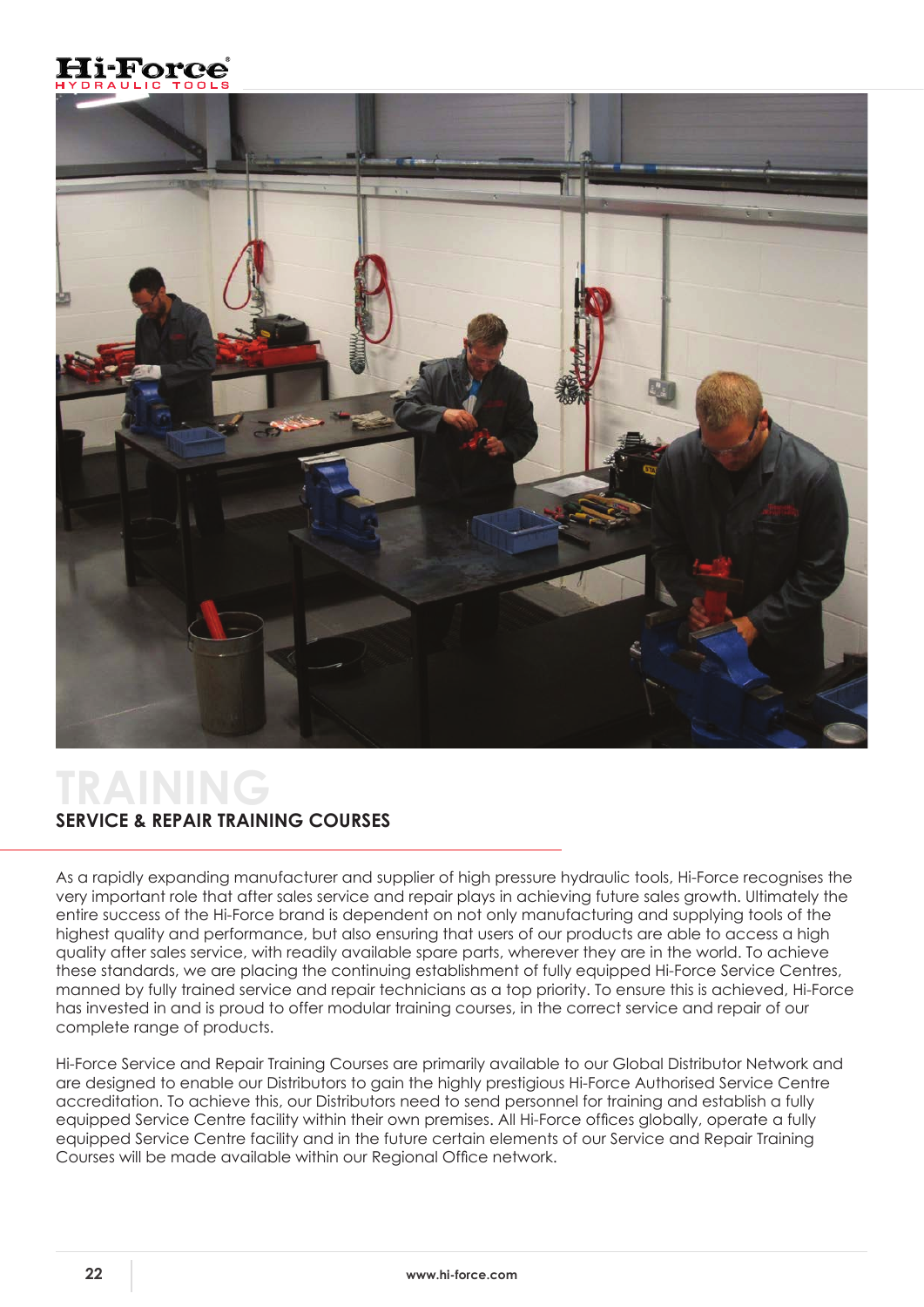# TRAINING

## SERVICE & REPAIR TRAINING COURSES

As a rapidly expanding manufacturer and supplier of high pressure hydraulic tools, Hi-Force recognises the very important role that after sales service and repair plays in achieving future sales growth. Ultimately the entire success of the Hi-Force brand is dependent on not only manufacturing and supplying tools of the highest quality and performance, but also ensuring that users of our products are able to access a high quality after sales service, with readily available spare parts, wherever they are in the world. To achieve these standards, we are placing the continuing establishment of fully equipped Hi-Force Service Centres, manned by fully trained service and repair technicians as a top priority. To ensure this is achieved, Hi-Force has invested in and is proud to offer modular training courses, in the correct service and repair of our complete range of products.

Hi-Force Service and Repair Training Courses are primarily available to our Global Distributor Network and are designed to enable our Distributors to gain the highly prestigious Hi-Force Authorised Service Centre accreditation. To achieve this, our Distributors need to send personnel for training and establish a fully equipped Service Centre facility within their own premises. All Hi-Force offices globally, operate a fully equipped Service Centre facility and in the future certain elements of our Service and Repair Training Courses will be made available within our Regional Office network.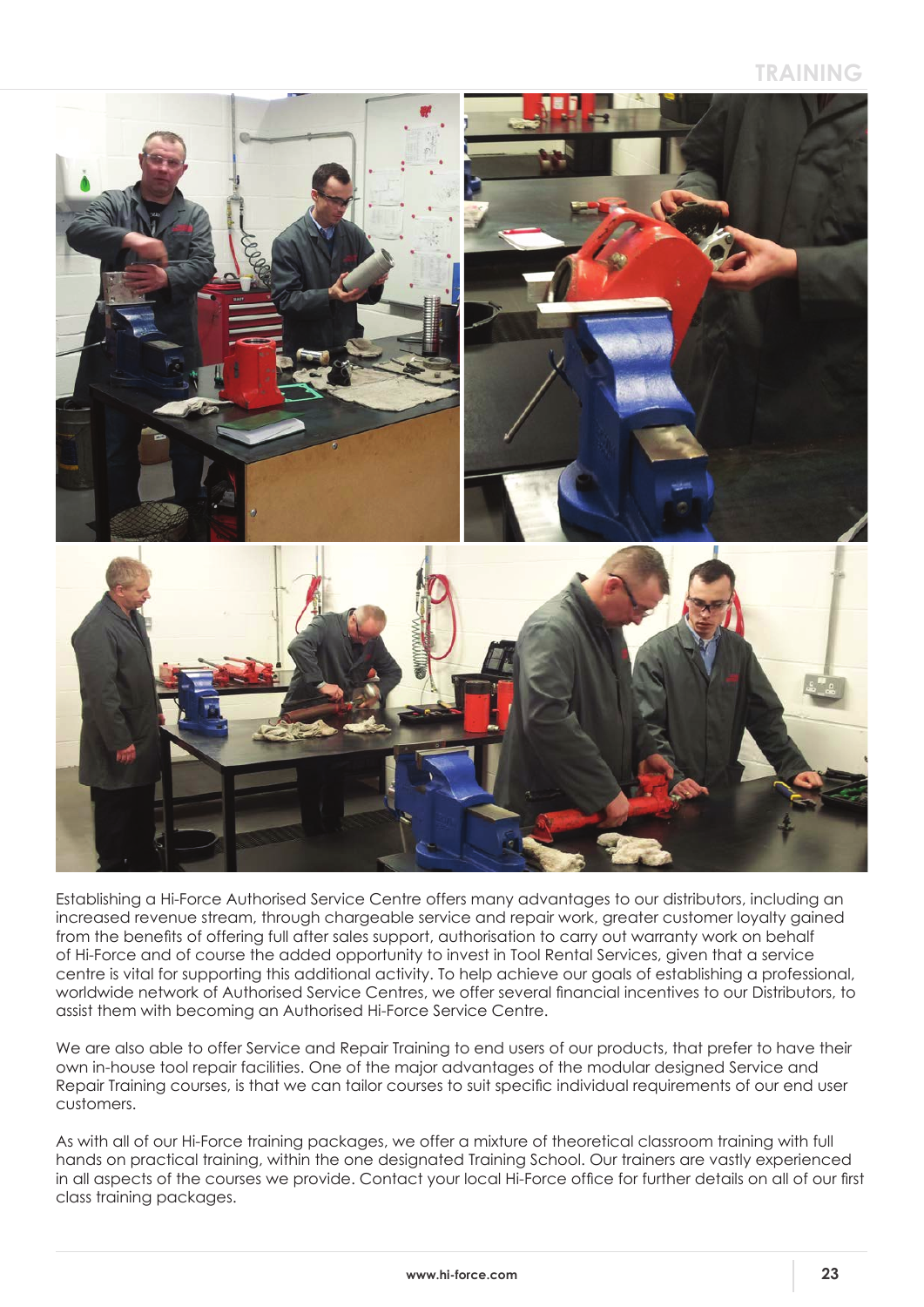# TRAINING

Establishing a Hi-Force Authorised Service Centre offers many advantages to our distributors, including an increased revenue stream, through chargeable service and repair work, greater customer loyalty gained from the benefits of offering full after sales support, authorisation to carry out warranty work on behalf of Hi-Force and of course the added opportunity to invest in Tool Rental Services, given that a service centre is vital for supporting this additional activity. To help achieve our goals of establishing a professional, worldwide network of Authorised Service Centres, we offer several financial incentives to our Distributors, to assist them with becoming an Authorised Hi-Force Service Centre.

We are also able to offer Service and Repair Training to end users of our products, that prefer to have their own in-house tool repair facilities. One of the major advantages of the modular designed Service and Repair Training courses, is that we can tailor courses to suit specific individual requirements of our end user customers.

As with all of our Hi-Force training packages, we offer a mixture of theoretical classroom training with full hands on practical training, within the one designated Training School. Our trainers are vastly experienced in all aspects of the courses we provide. Contact your local Hi-Force office for further details on all of our first class training packages.